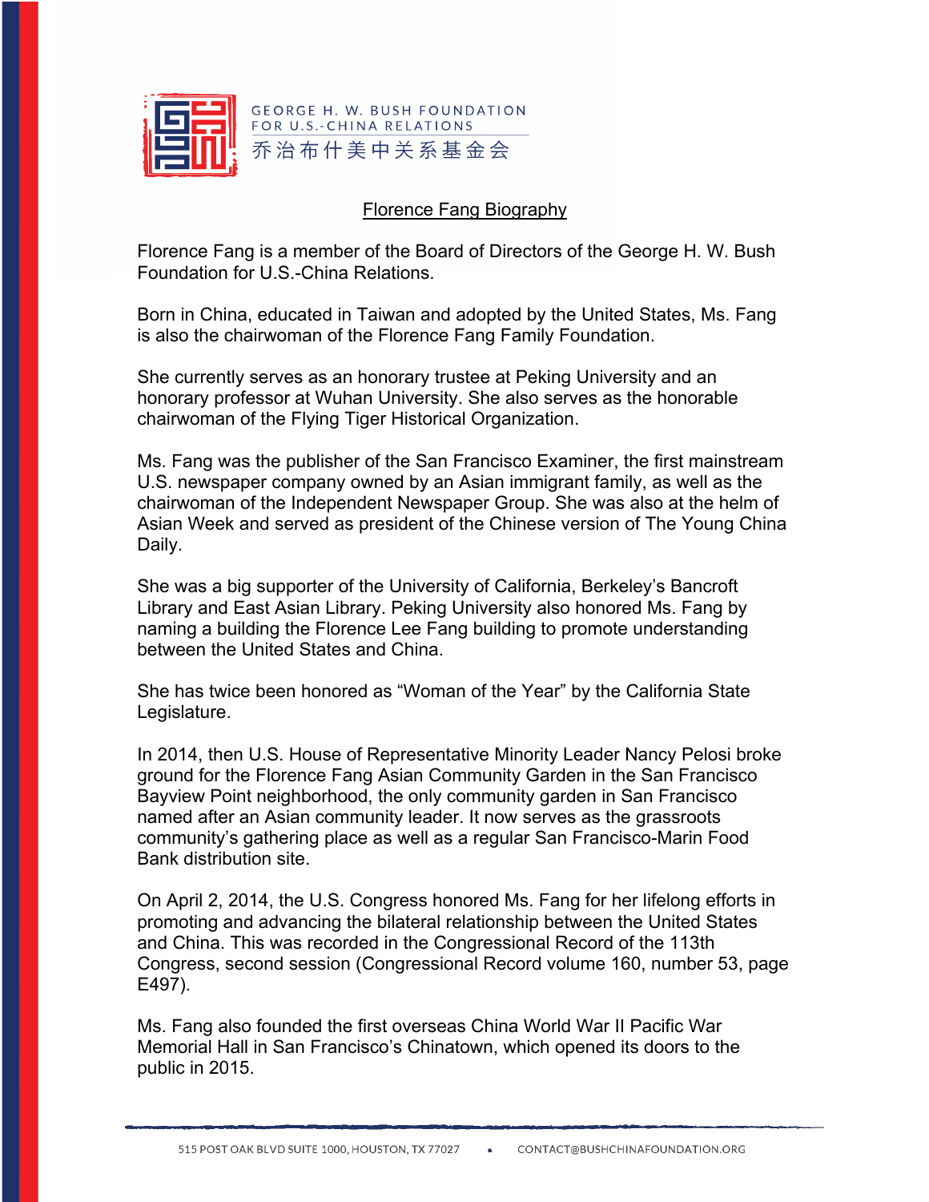GEORGE H. W. BUSH FOUNDATION FOR U.S.-CHINA RELATIONS

乔治布什美中关系基金会

# Florence Fang Biography

Florence Fang is a member of the Board of Directors of the George H. W. Bush Foundation for U.S.-China Relations.

Born in China, educated in Taiwan and adopted by the United States, Ms. Fang is also the chairwoman of the Florence Fang Family Foundation.

She currently serves as an honorary trustee at Peking University and an honorary professor at Wuhan University. She also serves as the honorable chairwoman of the Flying Tiger Historical Organization.

Ms. Fang was the publisher of the San Francisco Examiner, the first mainstream U.S. newspaper company owned by an Asian immigrant family, as well as the chairwoman of the Independent Newspaper Group. She was also at the helm of Asian Week and served as president of the Chinese version of The Young China Daily.

She was a big supporter of the University of California, Berkeley's Bancroft Library and East Asian Library. Peking University also honored Ms. Fang by naming a building the Florence Lee Fang building to promote understanding between the United States and China.

She has twice been honored as "Woman of the Year" by the California State Legislature.

In 2014, then U.S. House of Representative Minority Leader Nancy Pelosi broke ground for the Florence Fang Asian Community Garden in the San Francisco Bayview Point neighborhood, the only community garden in San Francisco named after an Asian community leader. It now serves as the grassroots community's gathering place as well as a regular San Francisco-Marin Food Bank distribution site.

On April 2, 2014, the U.S. Congress honored Ms. Fang for her lifelong efforts in promoting and advancing the bilateral relationship between the United States and China. This was recorded in the Congressional Record of the 113th Congress, second session (Congressional Record volume 160, number 53, page E497).

Ms. Fang also founded the first overseas China World War II Pacific War Memorial Hall in San Francisco's Chinatown, which opened its doors to the public in 2015.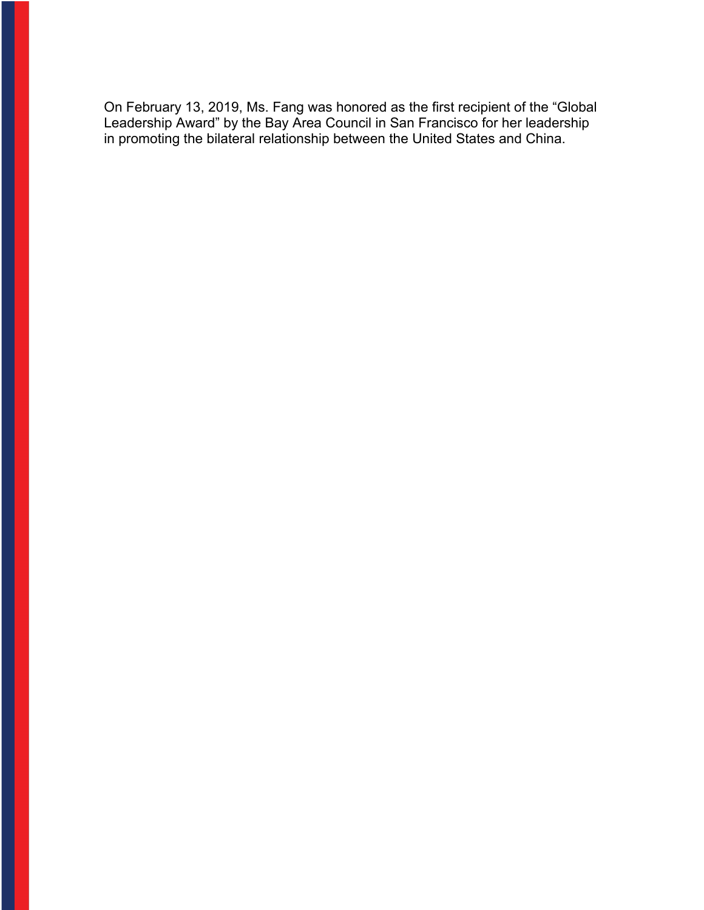On February 13, 2019, Ms. Fang was honored as the first recipient of the "Global Leadership Award" by the Bay Area Council in San Francisco for her leadership in promoting the bilateral relationship between the United States and China.